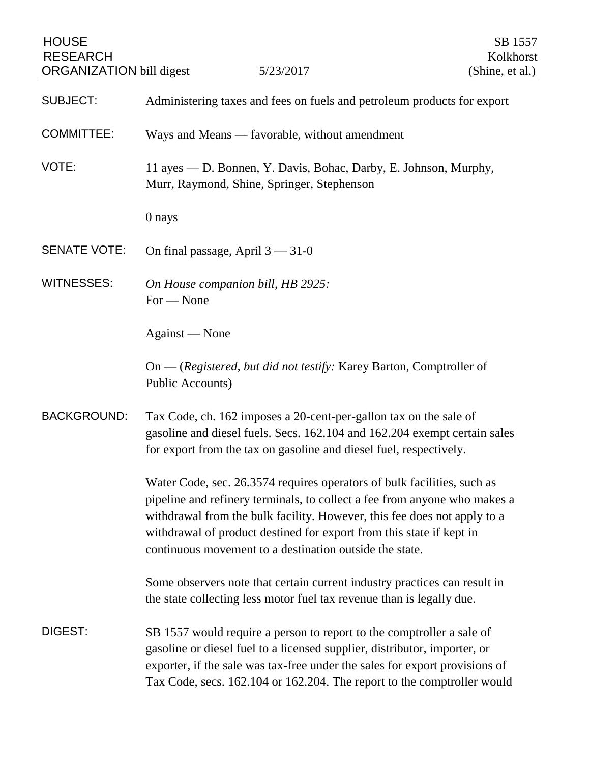HOUSE RESEARCH ORGANIZATION bill digest — 5/23/2017

SB 1557
Kolkhorst
(Shine, et al.)

SUBJECT: Administering taxes and fees on fuels and petroleum products for export

COMMITTEE: Ways and Means — favorable, without amendment

VOTE: 11 ayes — D. Bonnen, Y. Davis, Bohac, Darby, E. Johnson, Murphy, Murr, Raymond, Shine, Springer, Stephenson

0 nays

SENATE VOTE: On final passage, April 3 — 31-0

WITNESSES: *On House companion bill, HB 2925:*
For — None

Against — None

On — (*Registered, but did not testify:* Karey Barton, Comptroller of Public Accounts)

BACKGROUND: Tax Code, ch. 162 imposes a 20-cent-per-gallon tax on the sale of gasoline and diesel fuels. Secs. 162.104 and 162.204 exempt certain sales for export from the tax on gasoline and diesel fuel, respectively.

Water Code, sec. 26.3574 requires operators of bulk facilities, such as pipeline and refinery terminals, to collect a fee from anyone who makes a withdrawal from the bulk facility. However, this fee does not apply to a withdrawal of product destined for export from this state if kept in continuous movement to a destination outside the state.

Some observers note that certain current industry practices can result in the state collecting less motor fuel tax revenue than is legally due.

DIGEST: SB 1557 would require a person to report to the comptroller a sale of gasoline or diesel fuel to a licensed supplier, distributor, importer, or exporter, if the sale was tax-free under the sales for export provisions of Tax Code, secs. 162.104 or 162.204. The report to the comptroller would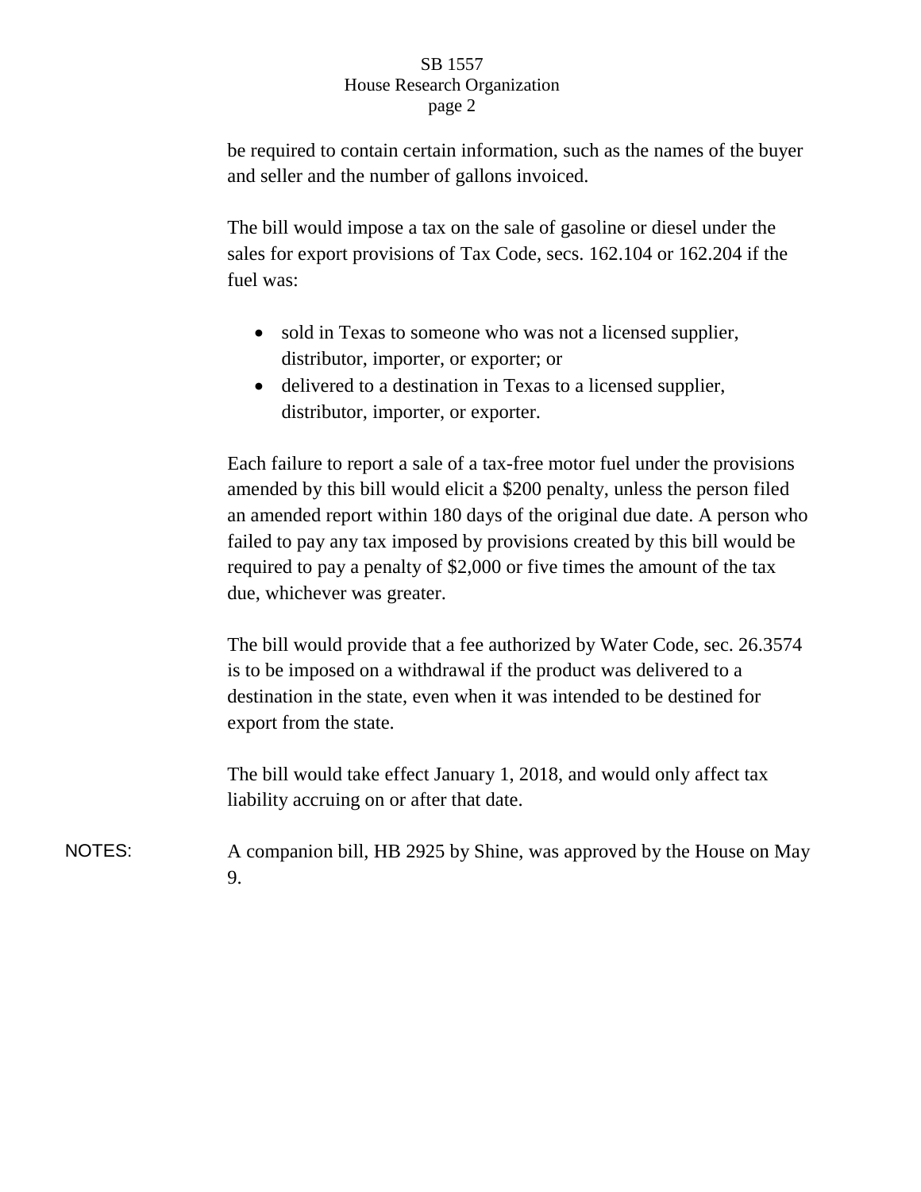be required to contain certain information, such as the names of the buyer and seller and the number of gallons invoiced.

The bill would impose a tax on the sale of gasoline or diesel under the sales for export provisions of Tax Code, secs. 162.104 or 162.204 if the fuel was:

- sold in Texas to someone who was not a licensed supplier, distributor, importer, or exporter; or
- delivered to a destination in Texas to a licensed supplier, distributor, importer, or exporter.

Each failure to report a sale of a tax-free motor fuel under the provisions amended by this bill would elicit a $200 penalty, unless the person filed an amended report within 180 days of the original due date. A person who failed to pay any tax imposed by provisions created by this bill would be required to pay a penalty of $2,000 or five times the amount of the tax due, whichever was greater.

The bill would provide that a fee authorized by Water Code, sec. 26.3574 is to be imposed on a withdrawal if the product was delivered to a destination in the state, even when it was intended to be destined for export from the state.

The bill would take effect January 1, 2018, and would only affect tax liability accruing on or after that date.

**NOTES:** A companion bill, HB 2925 by Shine, was approved by the House on May 9.